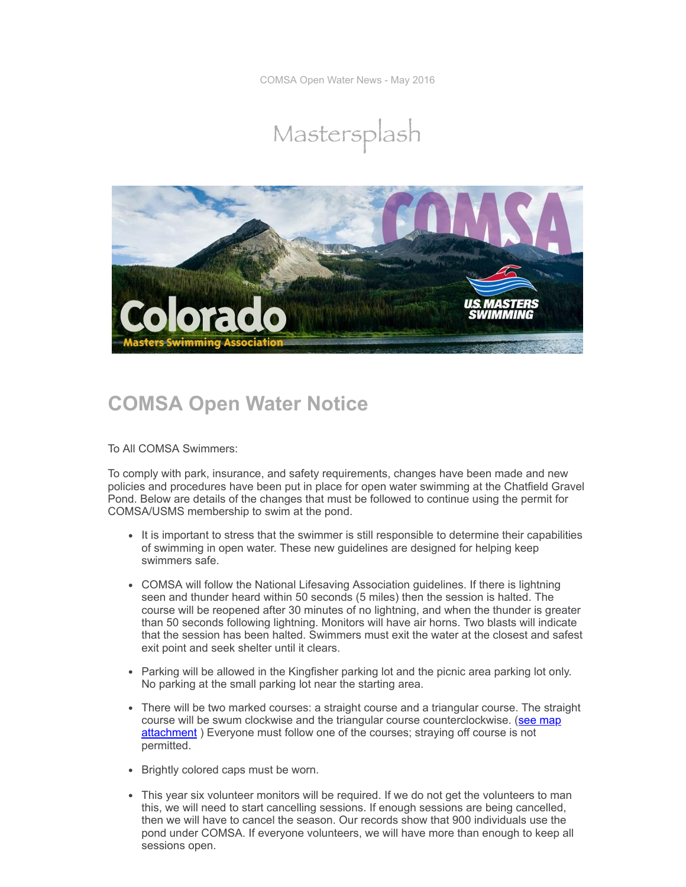COMSA Open Water News - May 2016

# Mastersplash

## COMSA Open Water Notice

To All COMSA Swimmers:

To comply with park, insurance, and safety requirements, changes have been made and new policies and procedures have been put in place for open water swimming at the Chatfield Gravel Pond. Below are details of the changes that must be followed to continue using the permit for COMSA/USMS membership to swim at the pond.

- It is important to stress that the swimmer is still responsible to determine their capabilities of swimming in open water. These new guidelines are designed for helping keep swimmers safe.
- COMSA will follow the National Lifesaving Association guidelines. If there is lightning seen and thunder heard within 50 seconds (5 miles) then the session is halted. The course will be reopened after 30 minutes of no lightning, and when the thunder is greater than 50 seconds following lightning. Monitors will have air horns. Two blasts will indicate that the session has been halted. Swimmers must exit the water at the closest and safest exit point and seek shelter until it clears.
- Parking will be allowed in the Kingfisher parking lot and the picnic area parking lot only. No parking at the small parking lot near the starting area.
- There will be two marked courses: a straight course and a triangular course. The straight course will be swum clockwise and the triangular course counterclockwise. ([see map attachment](#) ) Everyone must follow one of the courses; straying off course is not permitted.
- Brightly colored caps must be worn.
- This year six volunteer monitors will be required. If we do not get the volunteers to man this, we will need to start cancelling sessions. If enough sessions are being cancelled, then we will have to cancel the season. Our records show that 900 individuals use the pond under COMSA. If everyone volunteers, we will have more than enough to keep all sessions open.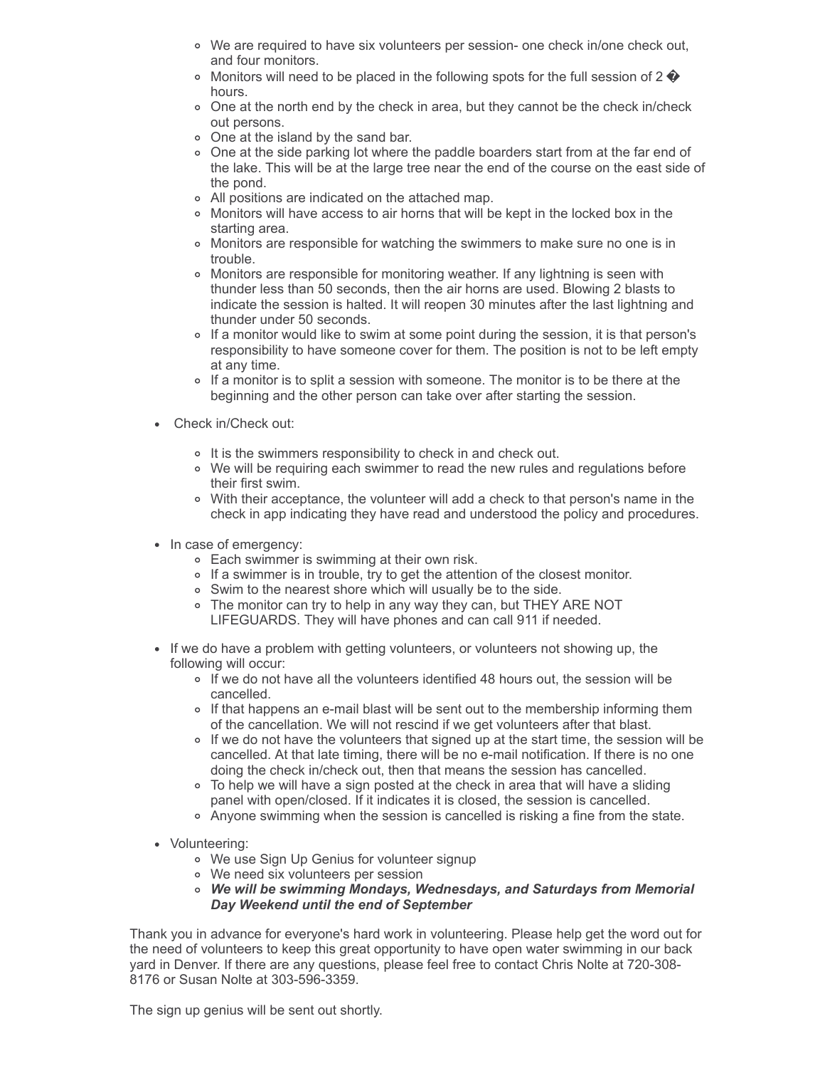- We are required to have six volunteers per session- one check in/one check out, and four monitors.
  - Monitors will need to be placed in the following spots for the full session of 2 � hours.
  - One at the north end by the check in area, but they cannot be the check in/check out persons.
  - One at the island by the sand bar.
  - One at the side parking lot where the paddle boarders start from at the far end of the lake. This will be at the large tree near the end of the course on the east side of the pond.
  - All positions are indicated on the attached map.
  - Monitors will have access to air horns that will be kept in the locked box in the starting area.
  - Monitors are responsible for watching the swimmers to make sure no one is in trouble.
  - Monitors are responsible for monitoring weather. If any lightning is seen with thunder less than 50 seconds, then the air horns are used. Blowing 2 blasts to indicate the session is halted. It will reopen 30 minutes after the last lightning and thunder under 50 seconds.
  - If a monitor would like to swim at some point during the session, it is that person's responsibility to have someone cover for them. The position is not to be left empty at any time.
  - If a monitor is to split a session with someone. The monitor is to be there at the beginning and the other person can take over after starting the session.

- Check in/Check out:
  - It is the swimmers responsibility to check in and check out.
  - We will be requiring each swimmer to read the new rules and regulations before their first swim.
  - With their acceptance, the volunteer will add a check to that person's name in the check in app indicating they have read and understood the policy and procedures.

- In case of emergency:
  - Each swimmer is swimming at their own risk.
  - If a swimmer is in trouble, try to get the attention of the closest monitor.
  - Swim to the nearest shore which will usually be to the side.
  - The monitor can try to help in any way they can, but THEY ARE NOT LIFEGUARDS. They will have phones and can call 911 if needed.

- If we do have a problem with getting volunteers, or volunteers not showing up, the following will occur:
  - If we do not have all the volunteers identified 48 hours out, the session will be cancelled.
  - If that happens an e-mail blast will be sent out to the membership informing them of the cancellation. We will not rescind if we get volunteers after that blast.
  - If we do not have the volunteers that signed up at the start time, the session will be cancelled. At that late timing, there will be no e-mail notification. If there is no one doing the check in/check out, then that means the session has cancelled.
  - To help we will have a sign posted at the check in area that will have a sliding panel with open/closed. If it indicates it is closed, the session is cancelled.
  - Anyone swimming when the session is cancelled is risking a fine from the state.

- Volunteering:
  - We use Sign Up Genius for volunteer signup
  - We need six volunteers per session
  - ***We will be swimming Mondays, Wednesdays, and Saturdays from Memorial Day Weekend until the end of September***

Thank you in advance for everyone's hard work in volunteering. Please help get the word out for the need of volunteers to keep this great opportunity to have open water swimming in our back yard in Denver. If there are any questions, please feel free to contact Chris Nolte at 720-308-8176 or Susan Nolte at 303-596-3359.

The sign up genius will be sent out shortly.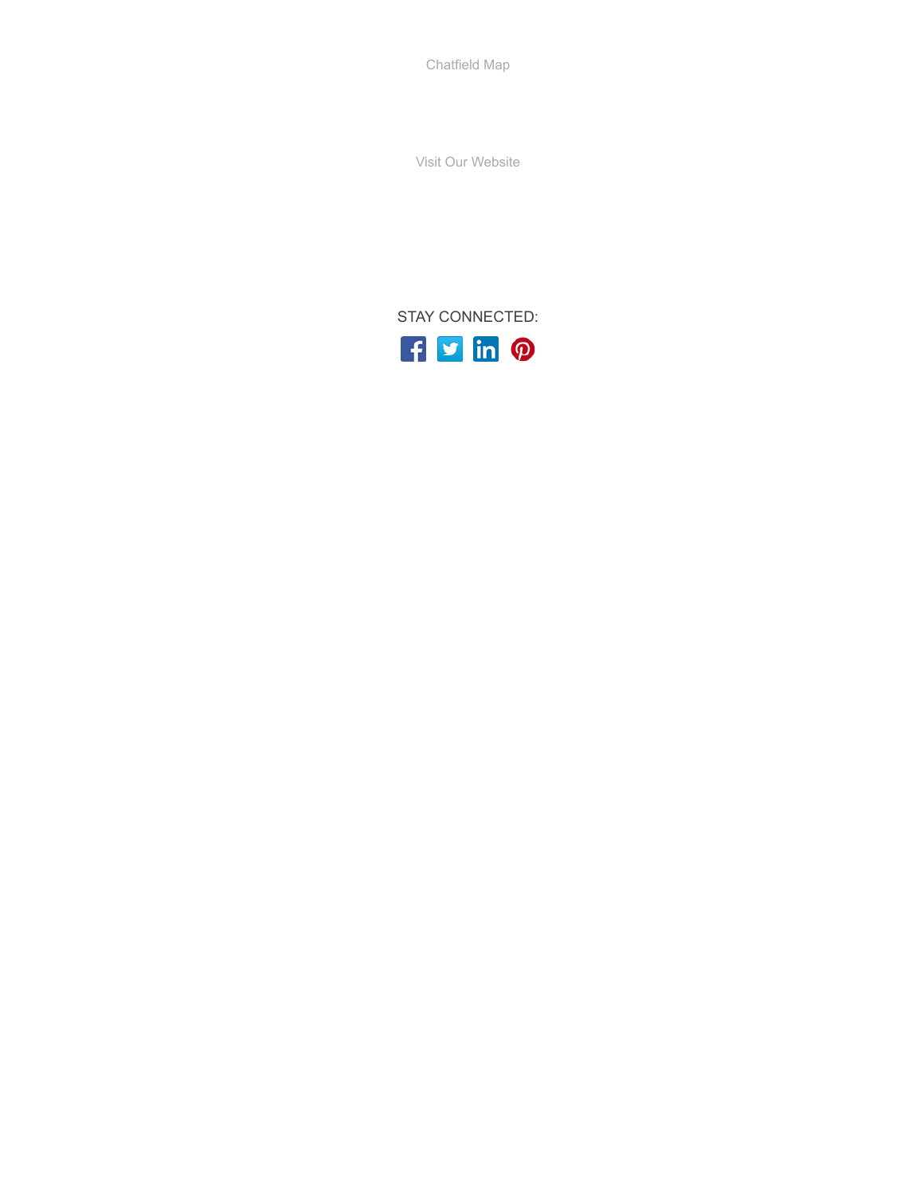Chatfield Map

Visit Our Website

STAY CONNECTED: